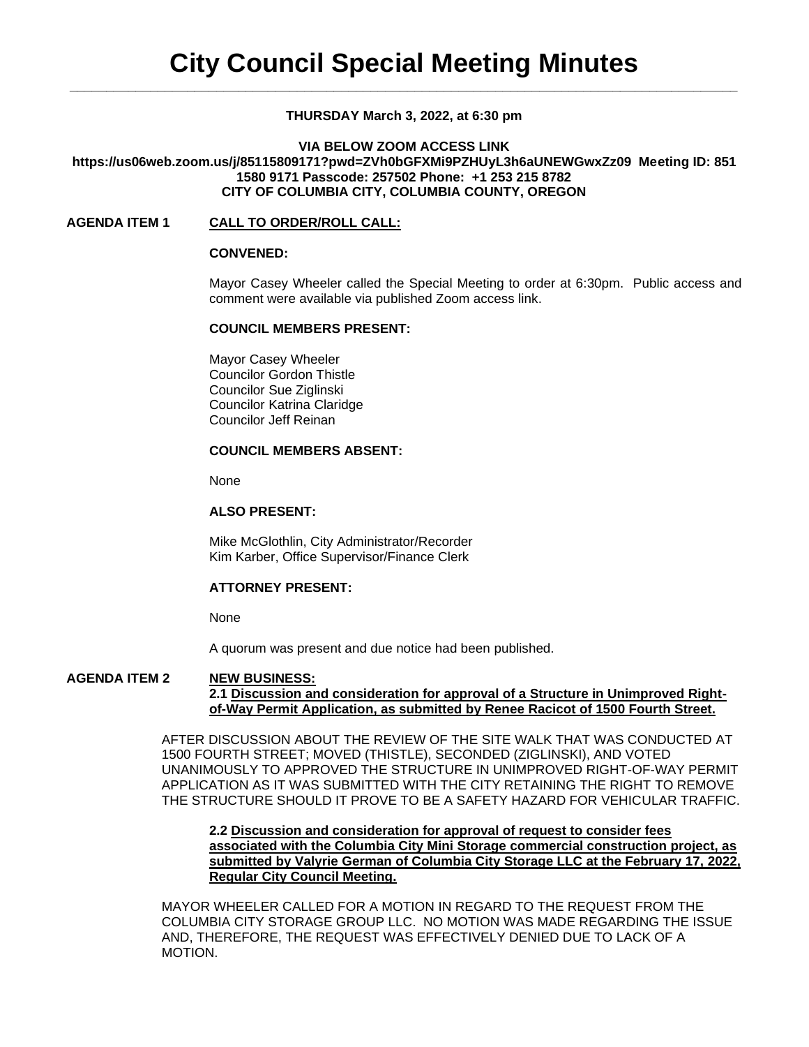# City Council Special Meeting Minutes

**THURSDAY March 3, 2022, at 6:30 pm**

**VIA BELOW ZOOM ACCESS LINK**
**https://us06web.zoom.us/j/85115809171?pwd=ZVh0bGFXMi9PZHUyL3h6aUNEWGwxZz09 Meeting ID: 851 1580 9171 Passcode: 257502 Phone: +1 253 215 8782**
**CITY OF COLUMBIA CITY, COLUMBIA COUNTY, OREGON**

## AGENDA ITEM 1 — CALL TO ORDER/ROLL CALL:

**CONVENED:**

Mayor Casey Wheeler called the Special Meeting to order at 6:30pm. Public access and comment were available via published Zoom access link.

**COUNCIL MEMBERS PRESENT:**

Mayor Casey Wheeler
Councilor Gordon Thistle
Councilor Sue Ziglinski
Councilor Katrina Claridge
Councilor Jeff Reinan

**COUNCIL MEMBERS ABSENT:**

None

**ALSO PRESENT:**

Mike McGlothlin, City Administrator/Recorder
Kim Karber, Office Supervisor/Finance Clerk

**ATTORNEY PRESENT:**

None

A quorum was present and due notice had been published.

## AGENDA ITEM 2 — NEW BUSINESS:

**2.1 Discussion and consideration for approval of a Structure in Unimproved Right-of-Way Permit Application, as submitted by Renee Racicot of 1500 Fourth Street.**

AFTER DISCUSSION ABOUT THE REVIEW OF THE SITE WALK THAT WAS CONDUCTED AT 1500 FOURTH STREET; MOVED (THISTLE), SECONDED (ZIGLINSKI), AND VOTED UNANIMOUSLY TO APPROVED THE STRUCTURE IN UNIMPROVED RIGHT-OF-WAY PERMIT APPLICATION AS IT WAS SUBMITTED WITH THE CITY RETAINING THE RIGHT TO REMOVE THE STRUCTURE SHOULD IT PROVE TO BE A SAFETY HAZARD FOR VEHICULAR TRAFFIC.

**2.2 Discussion and consideration for approval of request to consider fees associated with the Columbia City Mini Storage commercial construction project, as submitted by Valyrie German of Columbia City Storage LLC at the February 17, 2022, Regular City Council Meeting.**

MAYOR WHEELER CALLED FOR A MOTION IN REGARD TO THE REQUEST FROM THE COLUMBIA CITY STORAGE GROUP LLC. NO MOTION WAS MADE REGARDING THE ISSUE AND, THEREFORE, THE REQUEST WAS EFFECTIVELY DENIED DUE TO LACK OF A MOTION.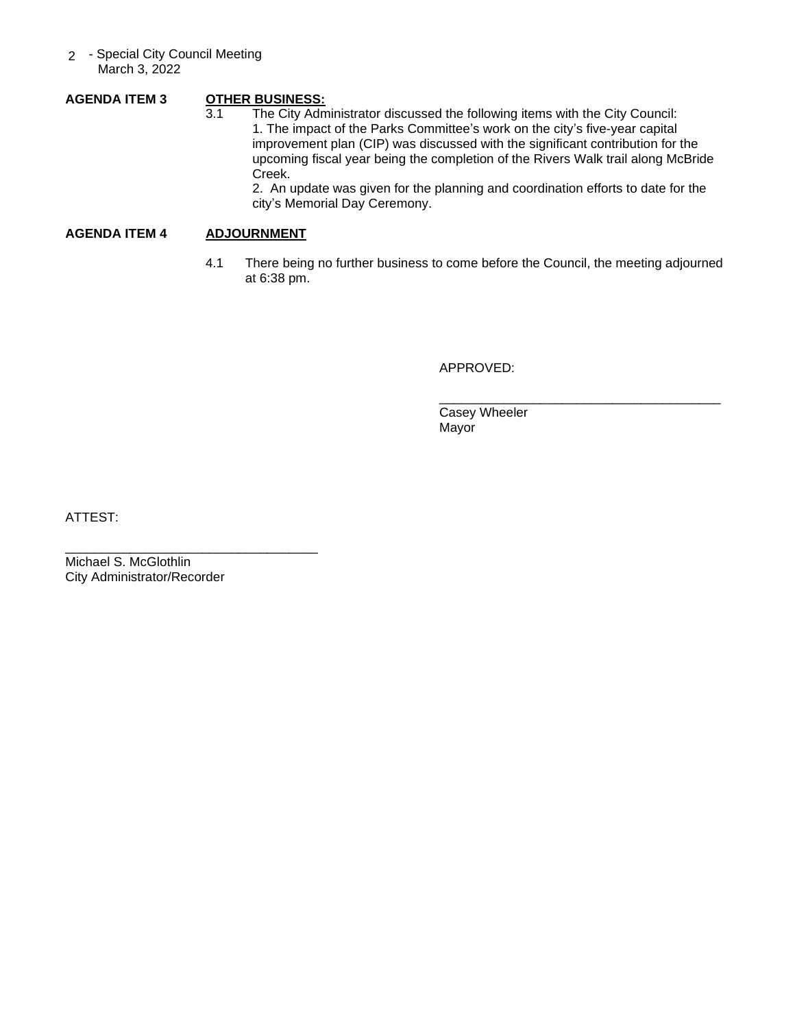**AGENDA ITEM 3** **OTHER BUSINESS:**

3.1 The City Administrator discussed the following items with the City Council:

1. The impact of the Parks Committee's work on the city's five-year capital improvement plan (CIP) was discussed with the significant contribution for the upcoming fiscal year being the completion of the Rivers Walk trail along McBride Creek.
2. An update was given for the planning and coordination efforts to date for the city's Memorial Day Ceremony.

**AGENDA ITEM 4** **ADJOURNMENT**

4.1 There being no further business to come before the Council, the meeting adjourned at 6:38 pm.

APPROVED:

\_\_\_\_\_\_\_\_\_\_\_\_\_\_\_\_\_\_\_\_\_\_\_\_\_\_\_\_\_\_\_\_\_\_\_\_\_\_\_\_

Casey Wheeler
Mayor

ATTEST:

\_\_\_\_\_\_\_\_\_\_\_\_\_\_\_\_\_\_\_\_\_\_\_\_\_\_\_\_\_\_\_\_\_\_\_\_

Michael S. McGlothlin
City Administrator/Recorder